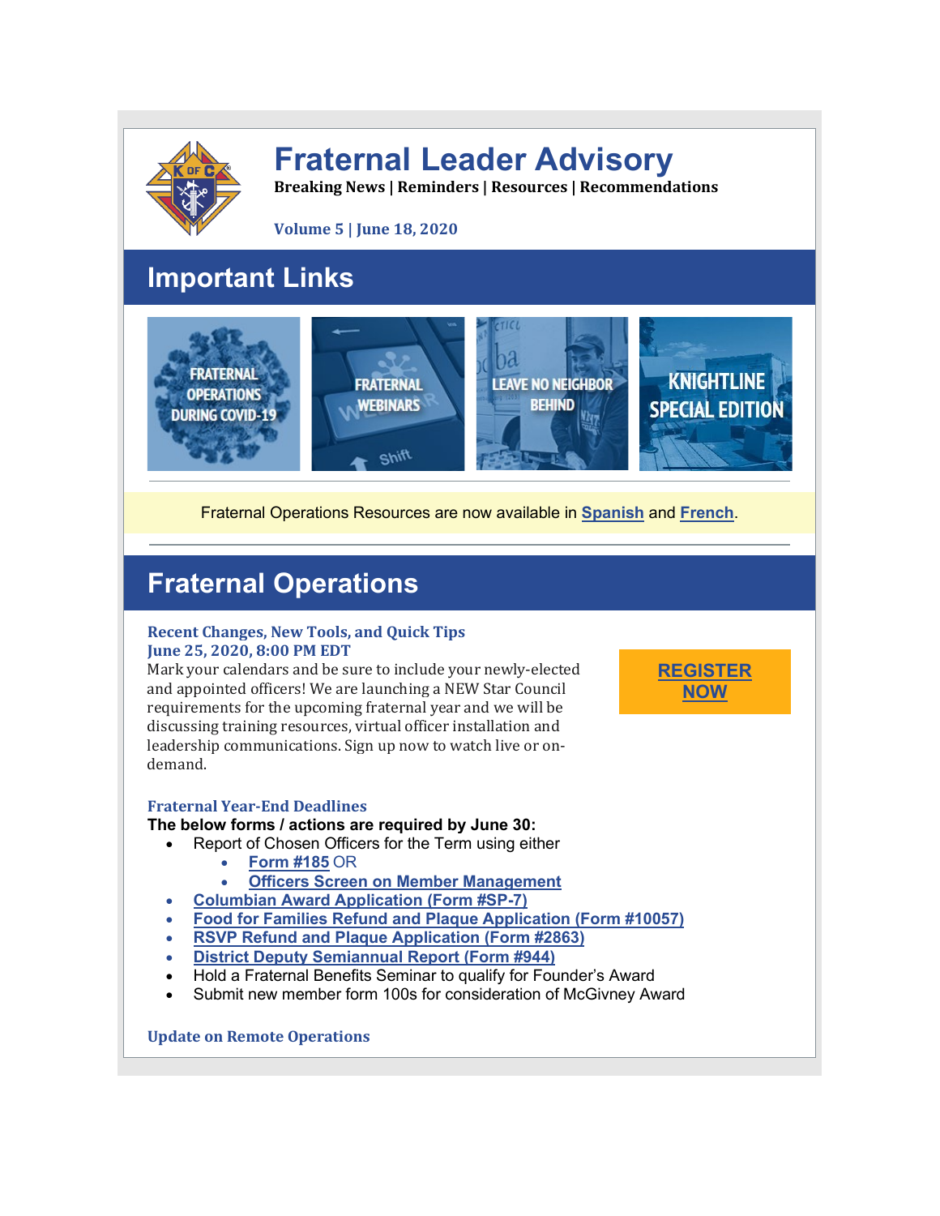# Fraternal Leader Advisory

**Breaking News | Reminders | Resources | Recommendations**

**Volume 5 | June 18, 2020**

## Important Links

FRATERNAL OPERATIONS DURING COVID-19 | FRATERNAL WEBINARS | LEAVE NO NEIGHBOR BEHIND | KNIGHTLINE SPECIAL EDITION

Fraternal Operations Resources are now available in Spanish and French.

## Fraternal Operations

### Recent Changes, New Tools, and Quick Tips
### June 25, 2020, 8:00 PM EDT

Mark your calendars and be sure to include your newly-elected and appointed officers! We are launching a NEW Star Council requirements for the upcoming fraternal year and we will be discussing training resources, virtual officer installation and leadership communications. Sign up now to watch live or on-demand.

**REGISTER NOW**

### Fraternal Year-End Deadlines

**The below forms / actions are required by June 30:**

- Report of Chosen Officers for the Term using either
  - Form #185 OR
  - Officers Screen on Member Management
- Columbian Award Application (Form #SP-7)
- Food for Families Refund and Plaque Application (Form #10057)
- RSVP Refund and Plaque Application (Form #2863)
- District Deputy Semiannual Report (Form #944)
- Hold a Fraternal Benefits Seminar to qualify for Founder's Award
- Submit new member form 100s for consideration of McGivney Award

### Update on Remote Operations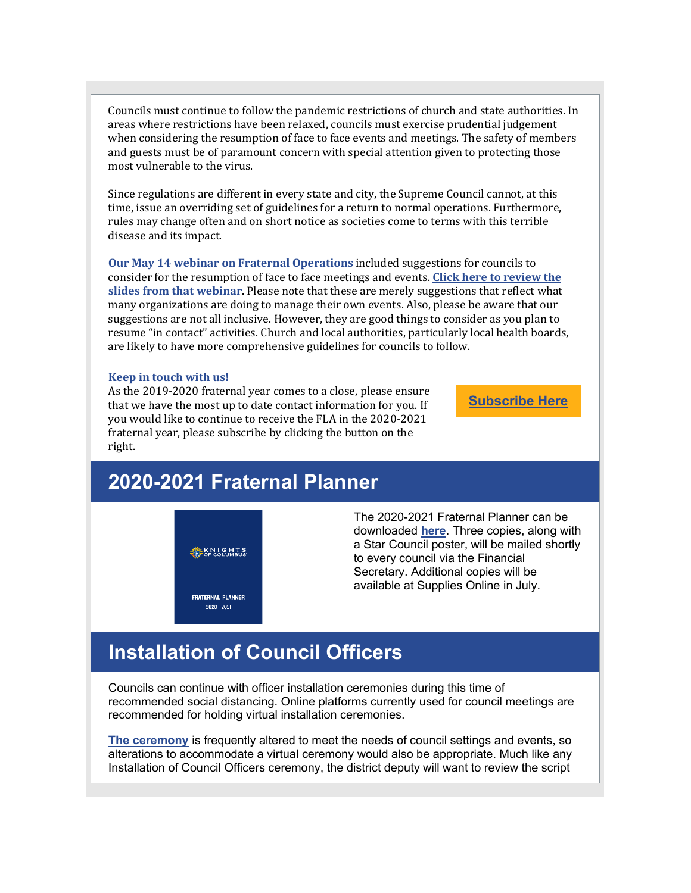Councils must continue to follow the pandemic restrictions of church and state authorities. In areas where restrictions have been relaxed, councils must exercise prudential judgement when considering the resumption of face to face events and meetings. The safety of members and guests must be of paramount concern with special attention given to protecting those most vulnerable to the virus.

Since regulations are different in every state and city, the Supreme Council cannot, at this time, issue an overriding set of guidelines for a return to normal operations. Furthermore, rules may change often and on short notice as societies come to terms with this terrible disease and its impact.

**Our May 14 webinar on Fraternal Operations** included suggestions for councils to consider for the resumption of face to face meetings and events. **Click here to review the slides from that webinar**. Please note that these are merely suggestions that reflect what many organizations are doing to manage their own events. Also, please be aware that our suggestions are not all inclusive. However, they are good things to consider as you plan to resume "in contact" activities. Church and local authorities, particularly local health boards, are likely to have more comprehensive guidelines for councils to follow.

**Keep in touch with us!**

As the 2019-2020 fraternal year comes to a close, please ensure that we have the most up to date contact information for you. If you would like to continue to receive the FLA in the 2020-2021 fraternal year, please subscribe by clicking the button on the right.

**Subscribe Here**

## 2020-2021 Fraternal Planner

KNIGHTS OF COLUMBUS

FRATERNAL PLANNER 2020 - 2021

The 2020-2021 Fraternal Planner can be downloaded **here**. Three copies, along with a Star Council poster, will be mailed shortly to every council via the Financial Secretary. Additional copies will be available at Supplies Online in July.

## Installation of Council Officers

Councils can continue with officer installation ceremonies during this time of recommended social distancing. Online platforms currently used for council meetings are recommended for holding virtual installation ceremonies.

**The ceremony** is frequently altered to meet the needs of council settings and events, so alterations to accommodate a virtual ceremony would also be appropriate. Much like any Installation of Council Officers ceremony, the district deputy will want to review the script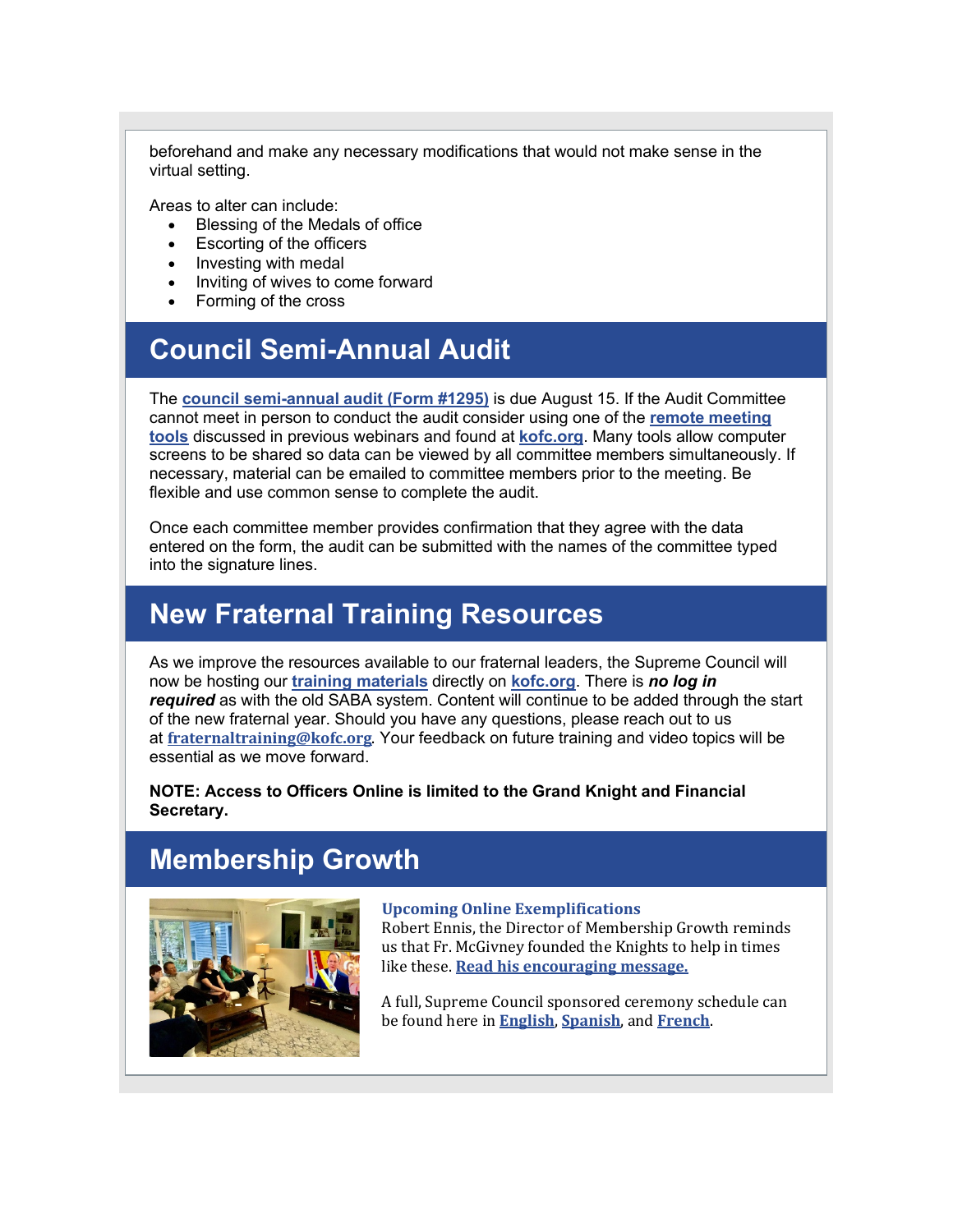beforehand and make any necessary modifications that would not make sense in the virtual setting.

Areas to alter can include:

- Blessing of the Medals of office
- Escorting of the officers
- Investing with medal
- Inviting of wives to come forward
- Forming of the cross

## Council Semi-Annual Audit

The **council semi-annual audit (Form #1295)** is due August 15. If the Audit Committee cannot meet in person to conduct the audit consider using one of the **remote meeting tools** discussed in previous webinars and found at **kofc.org**. Many tools allow computer screens to be shared so data can be viewed by all committee members simultaneously. If necessary, material can be emailed to committee members prior to the meeting. Be flexible and use common sense to complete the audit.

Once each committee member provides confirmation that they agree with the data entered on the form, the audit can be submitted with the names of the committee typed into the signature lines.

## New Fraternal Training Resources

As we improve the resources available to our fraternal leaders, the Supreme Council will now be hosting our **training materials** directly on **kofc.org**. There is ***no log in required*** as with the old SABA system. Content will continue to be added through the start of the new fraternal year. Should you have any questions, please reach out to us at **fraternaltraining@kofc.org**. Your feedback on future training and video topics will be essential as we move forward.

**NOTE: Access to Officers Online is limited to the Grand Knight and Financial Secretary.**

## Membership Growth

**Upcoming Online Exemplifications**
Robert Ennis, the Director of Membership Growth reminds us that Fr. McGivney founded the Knights to help in times like these. **Read his encouraging message.**

A full, Supreme Council sponsored ceremony schedule can be found here in **English**, **Spanish**, and **French**.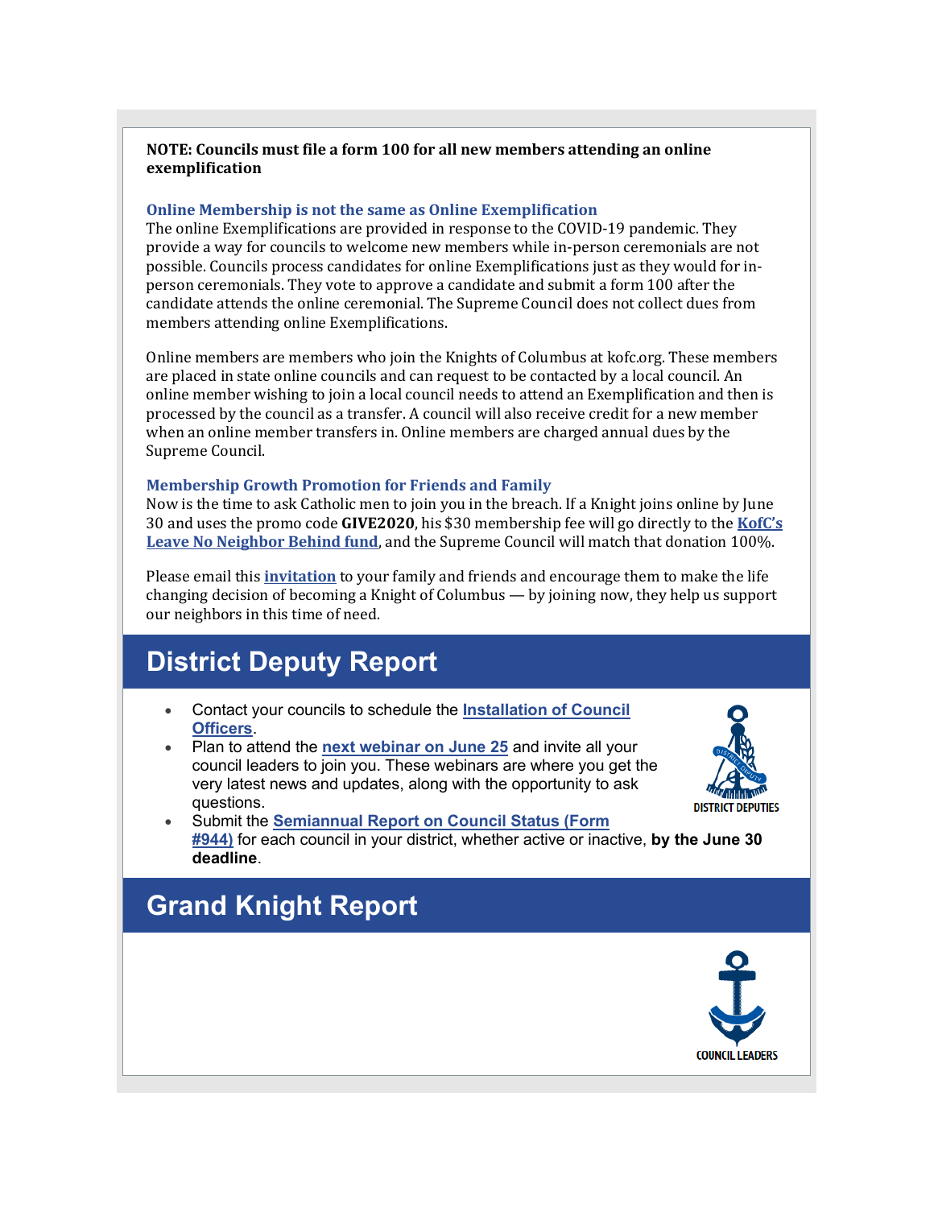**NOTE: Councils must file a form 100 for all new members attending an online exemplification**

### Online Membership is not the same as Online Exemplification

The online Exemplifications are provided in response to the COVID-19 pandemic. They provide a way for councils to welcome new members while in-person ceremonials are not possible. Councils process candidates for online Exemplifications just as they would for in-person ceremonials. They vote to approve a candidate and submit a form 100 after the candidate attends the online ceremonial. The Supreme Council does not collect dues from members attending online Exemplifications.

Online members are members who join the Knights of Columbus at kofc.org. These members are placed in state online councils and can request to be contacted by a local council. An online member wishing to join a local council needs to attend an Exemplification and then is processed by the council as a transfer. A council will also receive credit for a new member when an online member transfers in. Online members are charged annual dues by the Supreme Council.

### Membership Growth Promotion for Friends and Family

Now is the time to ask Catholic men to join you in the breach. If a Knight joins online by June 30 and uses the promo code **GIVE2020**, his $30 membership fee will go directly to the **KofC's Leave No Neighbor Behind fund**, and the Supreme Council will match that donation 100%.

Please email this **invitation** to your family and friends and encourage them to make the life changing decision of becoming a Knight of Columbus — by joining now, they help us support our neighbors in this time of need.

## District Deputy Report

DISTRICT DEPUTIES

- Contact your councils to schedule the **Installation of Council Officers**.
- Plan to attend the **next webinar on June 25** and invite all your council leaders to join you. These webinars are where you get the very latest news and updates, along with the opportunity to ask questions.
- Submit the **Semiannual Report on Council Status (Form #944)** for each council in your district, whether active or inactive, **by the June 30 deadline**.

## Grand Knight Report

COUNCIL LEADERS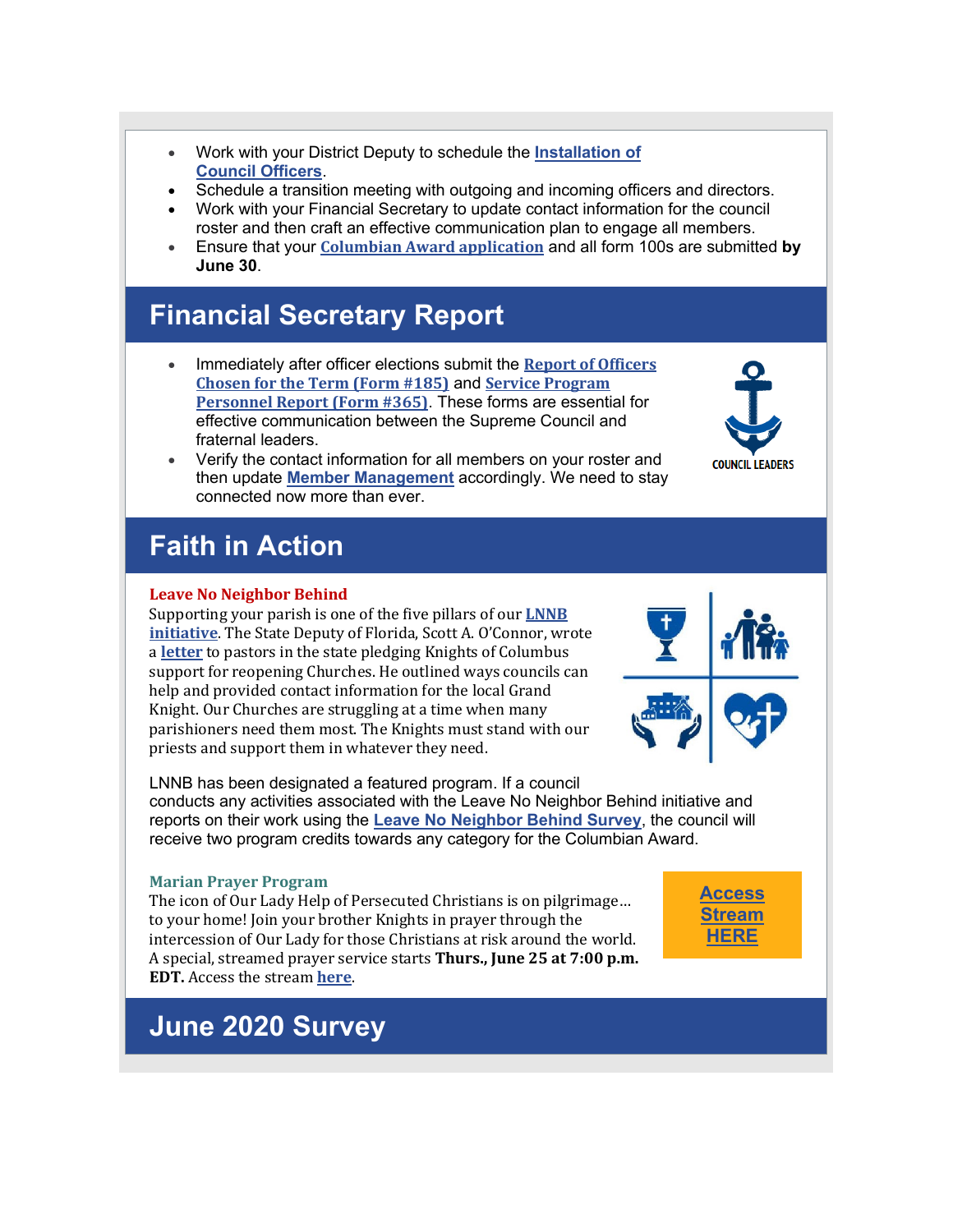- Work with your District Deputy to schedule the **Installation of Council Officers**.
- Schedule a transition meeting with outgoing and incoming officers and directors.
- Work with your Financial Secretary to update contact information for the council roster and then craft an effective communication plan to engage all members.
- Ensure that your **Columbian Award application** and all form 100s are submitted **by June 30**.

## Financial Secretary Report

- Immediately after officer elections submit the **Report of Officers Chosen for the Term (Form #185)** and **Service Program Personnel Report (Form #365)**. These forms are essential for effective communication between the Supreme Council and fraternal leaders.
- Verify the contact information for all members on your roster and then update **Member Management** accordingly. We need to stay connected now more than ever.

COUNCIL LEADERS

## Faith in Action

### Leave No Neighbor Behind

Supporting your parish is one of the five pillars of our **LNNB initiative**. The State Deputy of Florida, Scott A. O'Connor, wrote a **letter** to pastors in the state pledging Knights of Columbus support for reopening Churches. He outlined ways councils can help and provided contact information for the local Grand Knight. Our Churches are struggling at a time when many parishioners need them most. The Knights must stand with our priests and support them in whatever they need.

LNNB has been designated a featured program. If a council conducts any activities associated with the Leave No Neighbor Behind initiative and reports on their work using the **Leave No Neighbor Behind Survey**, the council will receive two program credits towards any category for the Columbian Award.

### Marian Prayer Program

The icon of Our Lady Help of Persecuted Christians is on pilgrimage… to your home! Join your brother Knights in prayer through the intercession of Our Lady for those Christians at risk around the world. A special, streamed prayer service starts **Thurs., June 25 at 7:00 p.m. EDT.** Access the stream **here**.

**Access Stream HERE**

## June 2020 Survey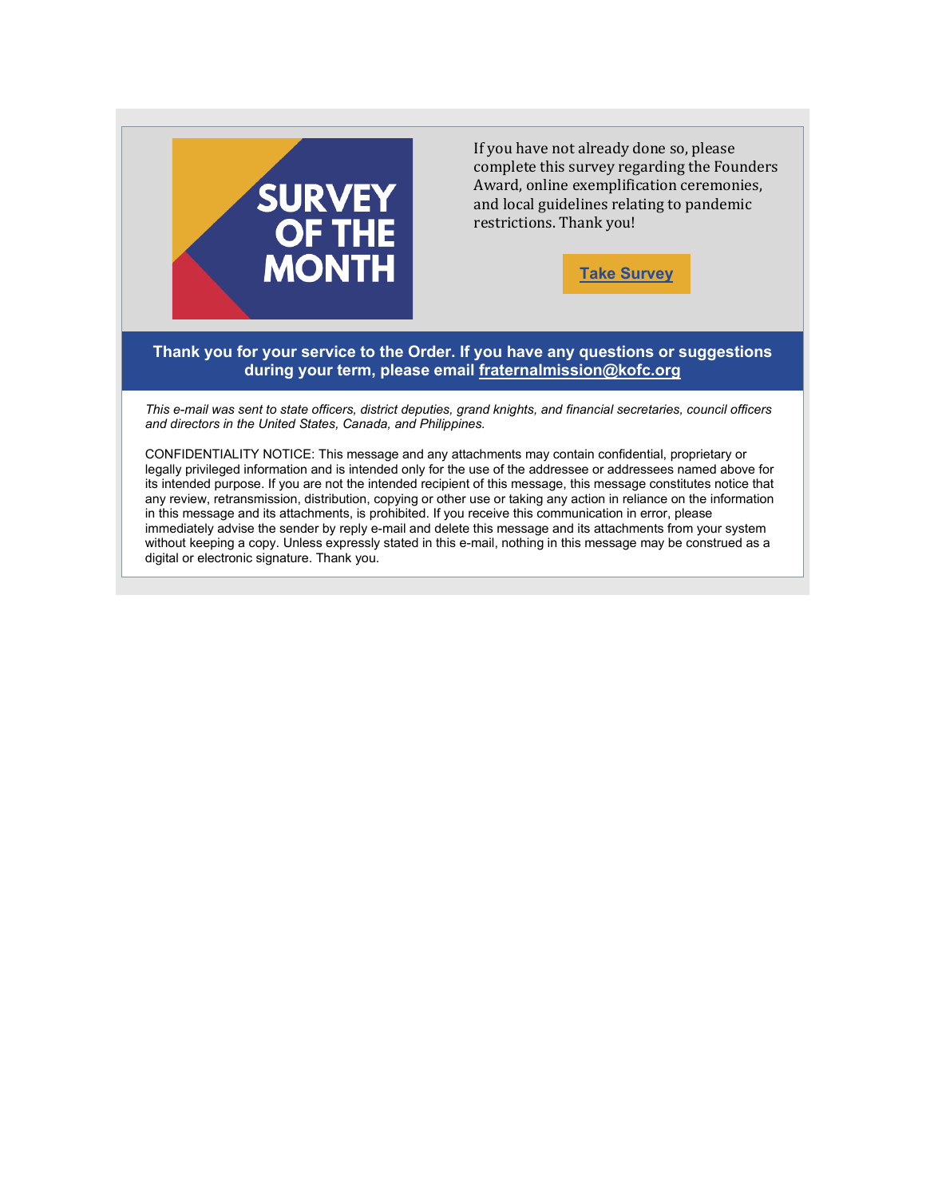SURVEY OF THE MONTH

If you have not already done so, please complete this survey regarding the Founders Award, online exemplification ceremonies, and local guidelines relating to pandemic restrictions. Thank you!

**Take Survey**

**Thank you for your service to the Order. If you have any questions or suggestions during your term, please email fraternalmission@kofc.org**

*This e-mail was sent to state officers, district deputies, grand knights, and financial secretaries, council officers and directors in the United States, Canada, and Philippines.*

CONFIDENTIALITY NOTICE: This message and any attachments may contain confidential, proprietary or legally privileged information and is intended only for the use of the addressee or addressees named above for its intended purpose. If you are not the intended recipient of this message, this message constitutes notice that any review, retransmission, distribution, copying or other use or taking any action in reliance on the information in this message and its attachments, is prohibited. If you receive this communication in error, please immediately advise the sender by reply e-mail and delete this message and its attachments from your system without keeping a copy. Unless expressly stated in this e-mail, nothing in this message may be construed as a digital or electronic signature. Thank you.